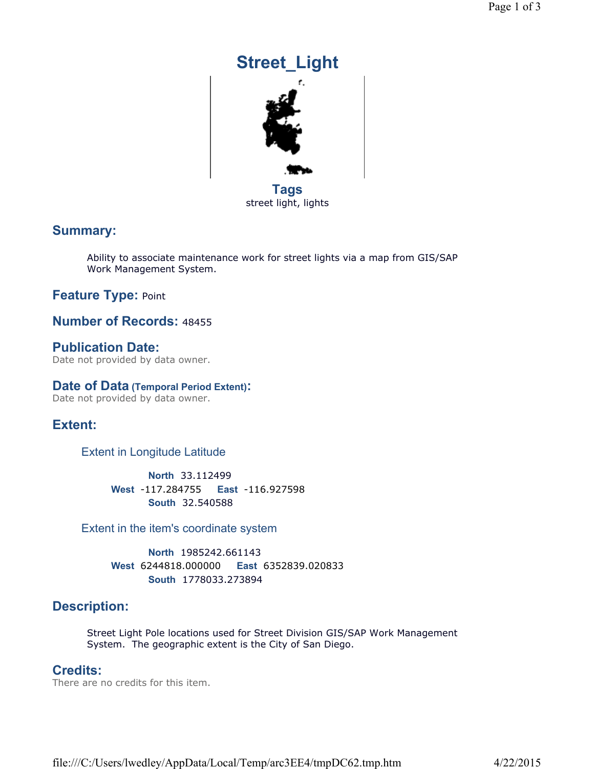# Street_Light

## Tags

street light, lights

## Summary:

Ability to associate maintenance work for street lights via a map from GIS/SAP Work Management System.

## Feature Type: Point

## Number of Records: 48455

## Publication Date:

Date not provided by data owner.

## Date of Data (Temporal Period Extent):

Date not provided by data owner.

## Extent:

### Extent in Longitude Latitude

**North** 33.112499
**West** -117.284755 **East** -116.927598
**South** 32.540588

### Extent in the item's coordinate system

**North** 1985242.661143
**West** 6244818.000000 **East** 6352839.020833
**South** 1778033.273894

## Description:

Street Light Pole locations used for Street Division GIS/SAP Work Management System. The geographic extent is the City of San Diego.

## Credits:

There are no credits for this item.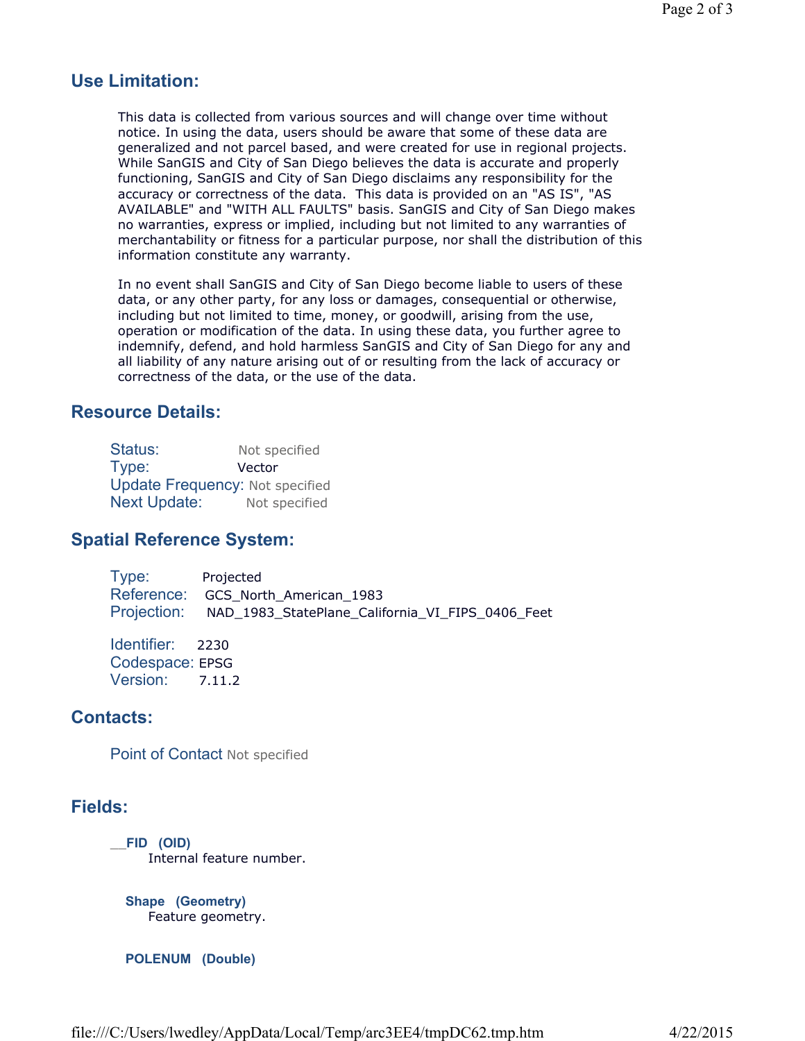## Use Limitation:

This data is collected from various sources and will change over time without notice. In using the data, users should be aware that some of these data are generalized and not parcel based, and were created for use in regional projects. While SanGIS and City of San Diego believes the data is accurate and properly functioning, SanGIS and City of San Diego disclaims any responsibility for the accuracy or correctness of the data. This data is provided on an "AS IS", "AS AVAILABLE" and "WITH ALL FAULTS" basis. SanGIS and City of San Diego makes no warranties, express or implied, including but not limited to any warranties of merchantability or fitness for a particular purpose, nor shall the distribution of this information constitute any warranty.

In no event shall SanGIS and City of San Diego become liable to users of these data, or any other party, for any loss or damages, consequential or otherwise, including but not limited to time, money, or goodwill, arising from the use, operation or modification of the data. In using these data, you further agree to indemnify, defend, and hold harmless SanGIS and City of San Diego for any and all liability of any nature arising out of or resulting from the lack of accuracy or correctness of the data, or the use of the data.

## Resource Details:

Status: Not specified
Type: Vector
Update Frequency: Not specified
Next Update: Not specified

## Spatial Reference System:

Type: Projected
Reference: GCS_North_American_1983
Projection: NAD_1983_StatePlane_California_VI_FIPS_0406_Feet

Identifier: 2230
Codespace: EPSG
Version: 7.11.2

## Contacts:

Point of Contact Not specified

## Fields:

**__FID (OID)**
Internal feature number.

**Shape (Geometry)**
Feature geometry.

**POLENUM (Double)**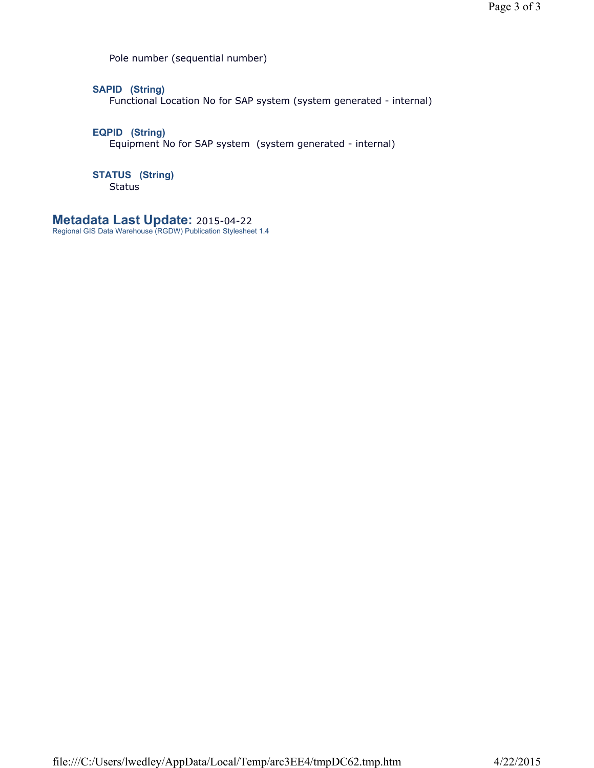Pole number (sequential number)

**SAPID (String)**
Functional Location No for SAP system (system generated - internal)

**EQPID (String)**
Equipment No for SAP system (system generated - internal)

**STATUS (String)**
Status

## Metadata Last Update: 2015-04-22

Regional GIS Data Warehouse (RGDW) Publication Stylesheet 1.4